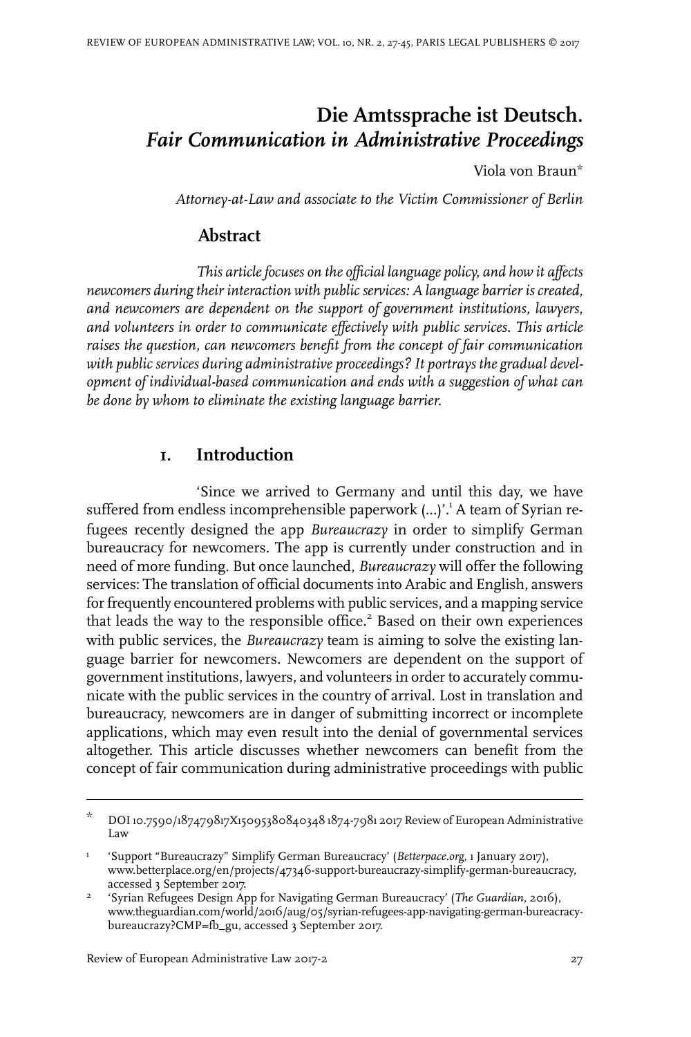# Die Amtssprache ist Deutsch. *Fair Communication in Administrative Proceedings*

Viola von Braun*

*Attorney-at-Law and associate to the Victim Commissioner of Berlin*

## Abstract

*This article focuses on the official language policy, and how it affects newcomers during their interaction with public services: A language barrier is created, and newcomers are dependent on the support of government institutions, lawyers, and volunteers in order to communicate effectively with public services. This article raises the question, can newcomers benefit from the concept of fair communication with public services during administrative proceedings? It portrays the gradual development of individual-based communication and ends with a suggestion of what can be done by whom to eliminate the existing language barrier.*

## 1. Introduction

'Since we arrived to Germany and until this day, we have suffered from endless incomprehensible paperwork (…)'.[1] A team of Syrian refugees recently designed the app *Bureaucrazy* in order to simplify German bureaucracy for newcomers. The app is currently under construction and in need of more funding. But once launched, *Bureaucrazy* will offer the following services: The translation of official documents into Arabic and English, answers for frequently encountered problems with public services, and a mapping service that leads the way to the responsible office.[2] Based on their own experiences with public services, the *Bureaucrazy* team is aiming to solve the existing language barrier for newcomers. Newcomers are dependent on the support of government institutions, lawyers, and volunteers in order to accurately communicate with the public services in the country of arrival. Lost in translation and bureaucracy, newcomers are in danger of submitting incorrect or incomplete applications, which may even result into the denial of governmental services altogether. This article discusses whether newcomers can benefit from the concept of fair communication during administrative proceedings with public

---

\* DOI 10.7590/187479817X15095380840348 1874-7981 2017 Review of European Administrative Law

[1] 'Support "Bureaucrazy" Simplify German Bureaucracy' (*Betterpace.org*, 1 January 2017), www.betterplace.org/en/projects/47346-support-bureaucrazy-simplify-german-bureaucracy, accessed 3 September 2017.

[2] 'Syrian Refugees Design App for Navigating German Bureaucracy' (*The Guardian*, 2016), www.theguardian.com/world/2016/aug/05/syrian-refugees-app-navigating-german-bureacracy-bureaucrazy?CMP=fb_gu, accessed 3 September 2017.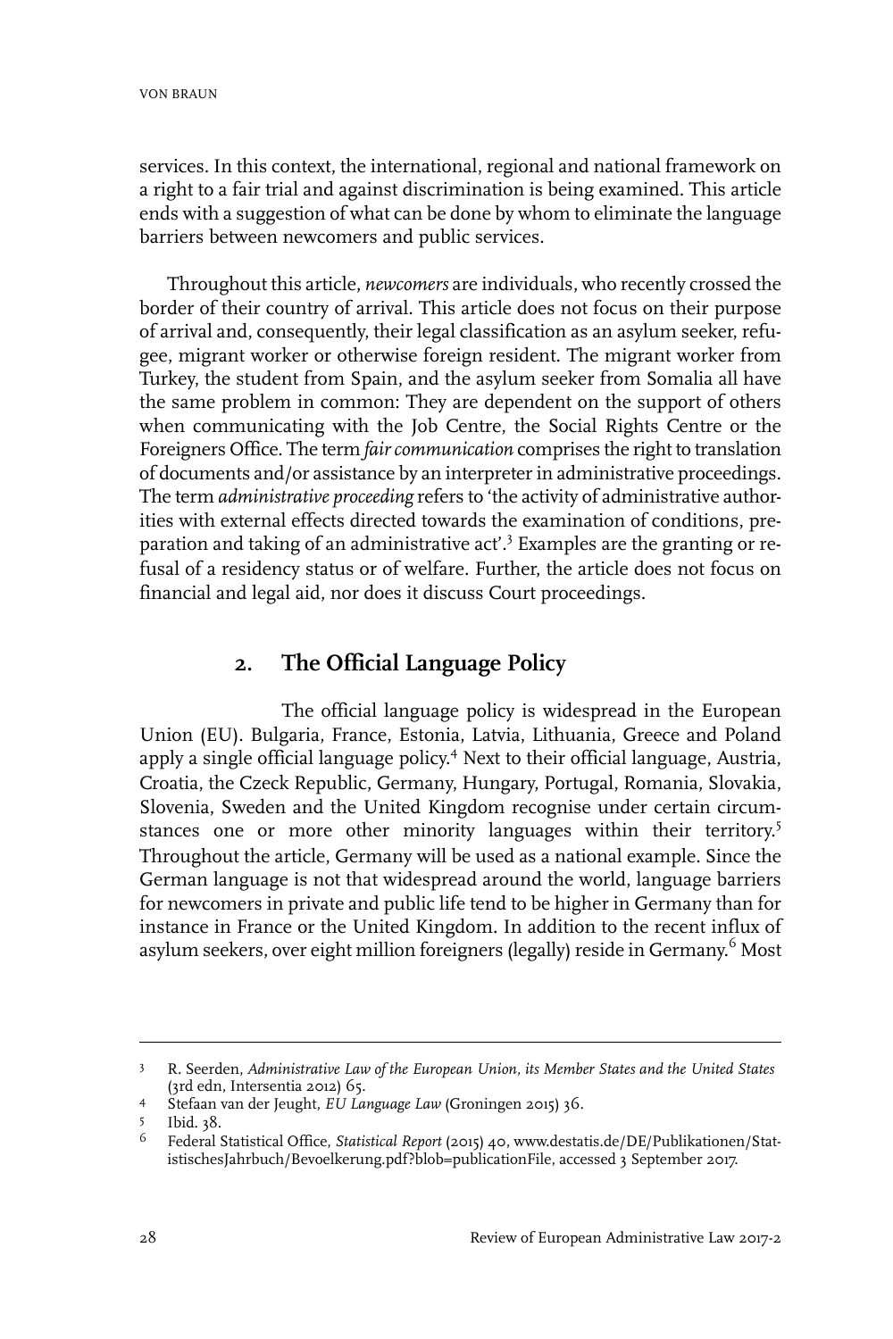services. In this context, the international, regional and national framework on a right to a fair trial and against discrimination is being examined. This article ends with a suggestion of what can be done by whom to eliminate the language barriers between newcomers and public services.

Throughout this article, *newcomers* are individuals, who recently crossed the border of their country of arrival. This article does not focus on their purpose of arrival and, consequently, their legal classification as an asylum seeker, refugee, migrant worker or otherwise foreign resident. The migrant worker from Turkey, the student from Spain, and the asylum seeker from Somalia all have the same problem in common: They are dependent on the support of others when communicating with the Job Centre, the Social Rights Centre or the Foreigners Office. The term *fair communication* comprises the right to translation of documents and/or assistance by an interpreter in administrative proceedings. The term *administrative proceeding* refers to 'the activity of administrative authorities with external effects directed towards the examination of conditions, preparation and taking of an administrative act'.[3] Examples are the granting or refusal of a residency status or of welfare. Further, the article does not focus on financial and legal aid, nor does it discuss Court proceedings.

## 2. The Official Language Policy

The official language policy is widespread in the European Union (EU). Bulgaria, France, Estonia, Latvia, Lithuania, Greece and Poland apply a single official language policy.[4] Next to their official language, Austria, Croatia, the Czeck Republic, Germany, Hungary, Portugal, Romania, Slovakia, Slovenia, Sweden and the United Kingdom recognise under certain circumstances one or more other minority languages within their territory.[5] Throughout the article, Germany will be used as a national example. Since the German language is not that widespread around the world, language barriers for newcomers in private and public life tend to be higher in Germany than for instance in France or the United Kingdom. In addition to the recent influx of asylum seekers, over eight million foreigners (legally) reside in Germany.[6] Most

---

3 R. Seerden, *Administrative Law of the European Union, its Member States and the United States* (3rd edn, Intersentia 2012) 65.

4 Stefaan van der Jeught, *EU Language Law* (Groningen 2015) 36.

5 Ibid. 38.

6 Federal Statistical Office, *Statistical Report* (2015) 40, www.destatis.de/DE/Publikationen/StatistischesJahrbuch/Bevoelkerung.pdf?blob=publicationFile, accessed 3 September 2017.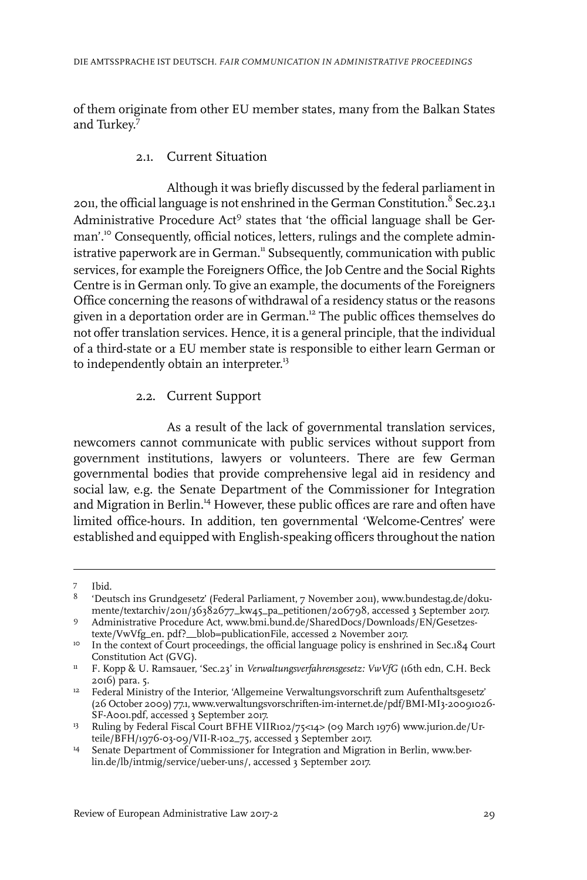of them originate from other EU member states, many from the Balkan States and Turkey.[7]

### 2.1. Current Situation

Although it was briefly discussed by the federal parliament in 2011, the official language is not enshrined in the German Constitution.[8] Sec.23.1 Administrative Procedure Act[9] states that 'the official language shall be German'.[10] Consequently, official notices, letters, rulings and the complete administrative paperwork are in German.[11] Subsequently, communication with public services, for example the Foreigners Office, the Job Centre and the Social Rights Centre is in German only. To give an example, the documents of the Foreigners Office concerning the reasons of withdrawal of a residency status or the reasons given in a deportation order are in German.[12] The public offices themselves do not offer translation services. Hence, it is a general principle, that the individual of a third-state or a EU member state is responsible to either learn German or to independently obtain an interpreter.[13]

### 2.2. Current Support

As a result of the lack of governmental translation services, newcomers cannot communicate with public services without support from government institutions, lawyers or volunteers. There are few German governmental bodies that provide comprehensive legal aid in residency and social law, e.g. the Senate Department of the Commissioner for Integration and Migration in Berlin.[14] However, these public offices are rare and often have limited office-hours. In addition, ten governmental 'Welcome-Centres' were established and equipped with English-speaking officers throughout the nation

---

7 Ibid.

8 'Deutsch ins Grundgesetz' (Federal Parliament, 7 November 2011), www.bundestag.de/dokumente/textarchiv/2011/36382677_kw45_pa_petitionen/206798, accessed 3 September 2017.

9 Administrative Procedure Act, www.bmi.bund.de/SharedDocs/Downloads/EN/Gesetzestexte/VwVfg_en. pdf?__blob=publicationFile, accessed 2 November 2017.

10 In the context of Court proceedings, the official language policy is enshrined in Sec.184 Court Constitution Act (GVG).

11 F. Kopp & U. Ramsauer, 'Sec.23' in *Verwaltungsverfahrensgesetz: VwVfG* (16th edn, C.H. Beck 2016) para. 5.

12 Federal Ministry of the Interior, 'Allgemeine Verwaltungsvorschrift zum Aufenthaltsgesetz' (26 October 2009) 77.1, www.verwaltungsvorschriften-im-internet.de/pdf/BMI-MI3-20091026-SF-A001.pdf, accessed 3 September 2017.

13 Ruling by Federal Fiscal Court BFHE VIIR102/75<14> (09 March 1976) www.jurion.de/Urteile/BFH/1976-03-09/VII-R-102_75, accessed 3 September 2017.

14 Senate Department of Commissioner for Integration and Migration in Berlin, www.berlin.de/lb/intmig/service/ueber-uns/, accessed 3 September 2017.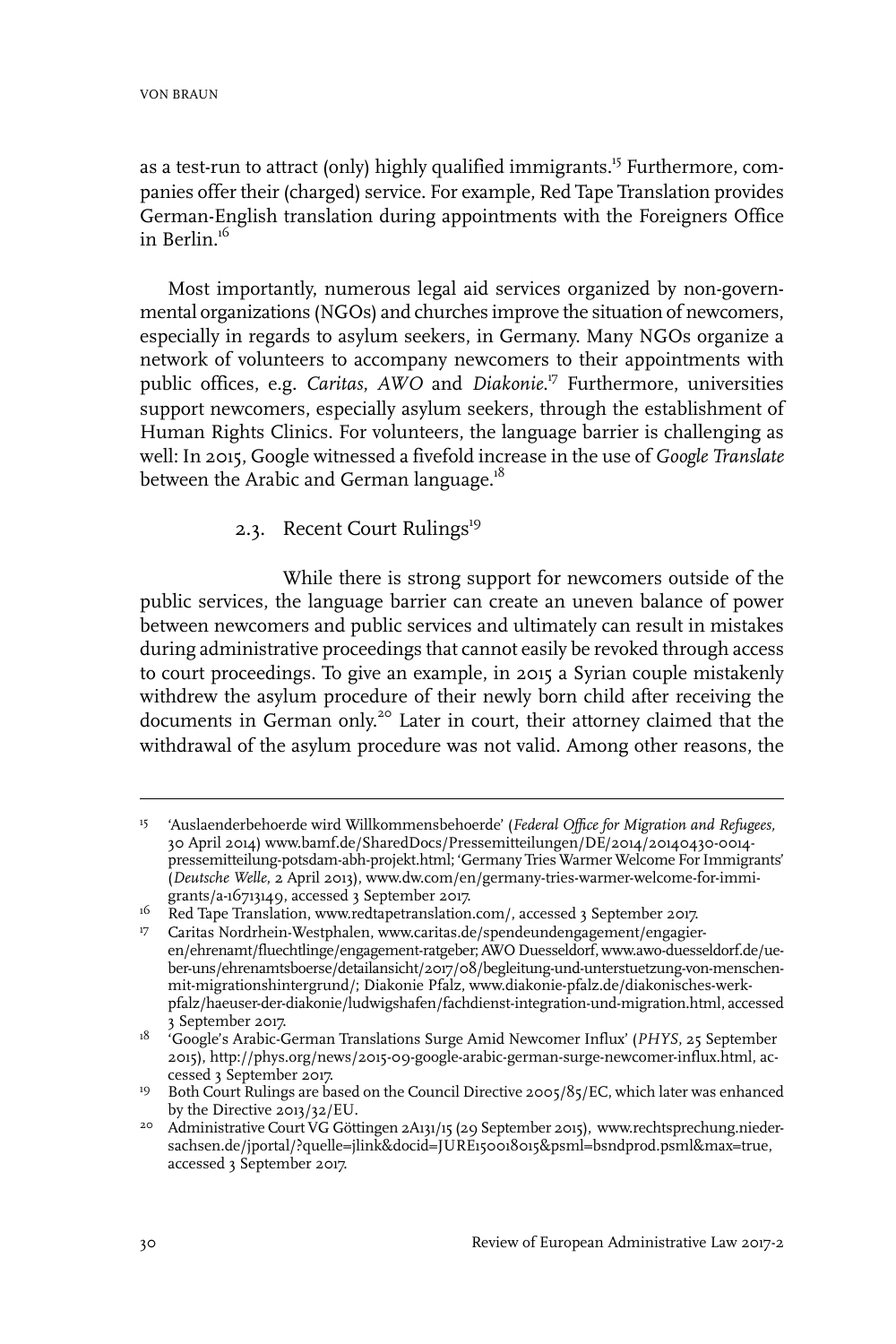as a test-run to attract (only) highly qualified immigrants.[15] Furthermore, companies offer their (charged) service. For example, Red Tape Translation provides German-English translation during appointments with the Foreigners Office in Berlin.[16]

Most importantly, numerous legal aid services organized by non-governmental organizations (NGOs) and churches improve the situation of newcomers, especially in regards to asylum seekers, in Germany. Many NGOs organize a network of volunteers to accompany newcomers to their appointments with public offices, e.g. *Caritas*, *AWO* and *Diakonie*.[17] Furthermore, universities support newcomers, especially asylum seekers, through the establishment of Human Rights Clinics. For volunteers, the language barrier is challenging as well: In 2015, Google witnessed a fivefold increase in the use of *Google Translate* between the Arabic and German language.[18]

### 2.3. Recent Court Rulings[19]

While there is strong support for newcomers outside of the public services, the language barrier can create an uneven balance of power between newcomers and public services and ultimately can result in mistakes during administrative proceedings that cannot easily be revoked through access to court proceedings. To give an example, in 2015 a Syrian couple mistakenly withdrew the asylum procedure of their newly born child after receiving the documents in German only.[20] Later in court, their attorney claimed that the withdrawal of the asylum procedure was not valid. Among other reasons, the

---

[15] 'Auslaenderbehoerde wird Willkommensbehoerde' (*Federal Office for Migration and Refugees,* 30 April 2014) www.bamf.de/SharedDocs/Pressemitteilungen/DE/2014/20140430-0014-pressemitteilung-potsdam-abh-projekt.html; 'Germany Tries Warmer Welcome For Immigrants' (*Deutsche Welle,* 2 April 2013), www.dw.com/en/germany-tries-warmer-welcome-for-immigrants/a-16713149, accessed 3 September 2017.

[16] Red Tape Translation, www.redtapetranslation.com/, accessed 3 September 2017.

[17] Caritas Nordrhein-Westphalen, www.caritas.de/spendeundengagement/engagieren/ehrenamt/fluechtlinge/engagement-ratgeber; AWO Duesseldorf, www.awo-duesseldorf.de/ueber-uns/ehrenamtsboerse/detailansicht/2017/08/begleitung-und-unterstuetzung-von-menschen-mit-migrationshintergrund/; Diakonie Pfalz, www.diakonie-pfalz.de/diakonisches-werk-pfalz/haeuser-der-diakonie/ludwigshafen/fachdienst-integration-und-migration.html, accessed 3 September 2017.

[18] 'Google's Arabic-German Translations Surge Amid Newcomer Influx' (*PHYS,* 25 September 2015), http://phys.org/news/2015-09-google-arabic-german-surge-newcomer-influx.html, accessed 3 September 2017.

[19] Both Court Rulings are based on the Council Directive 2005/85/EC, which later was enhanced by the Directive 2013/32/EU.

[20] Administrative Court VG Göttingen 2A131/15 (29 September 2015), www.rechtsprechung.niedersachsen.de/jportal/?quelle=jlink&docid=JURE150018015&psml=bsndprod.psml&max=true, accessed 3 September 2017.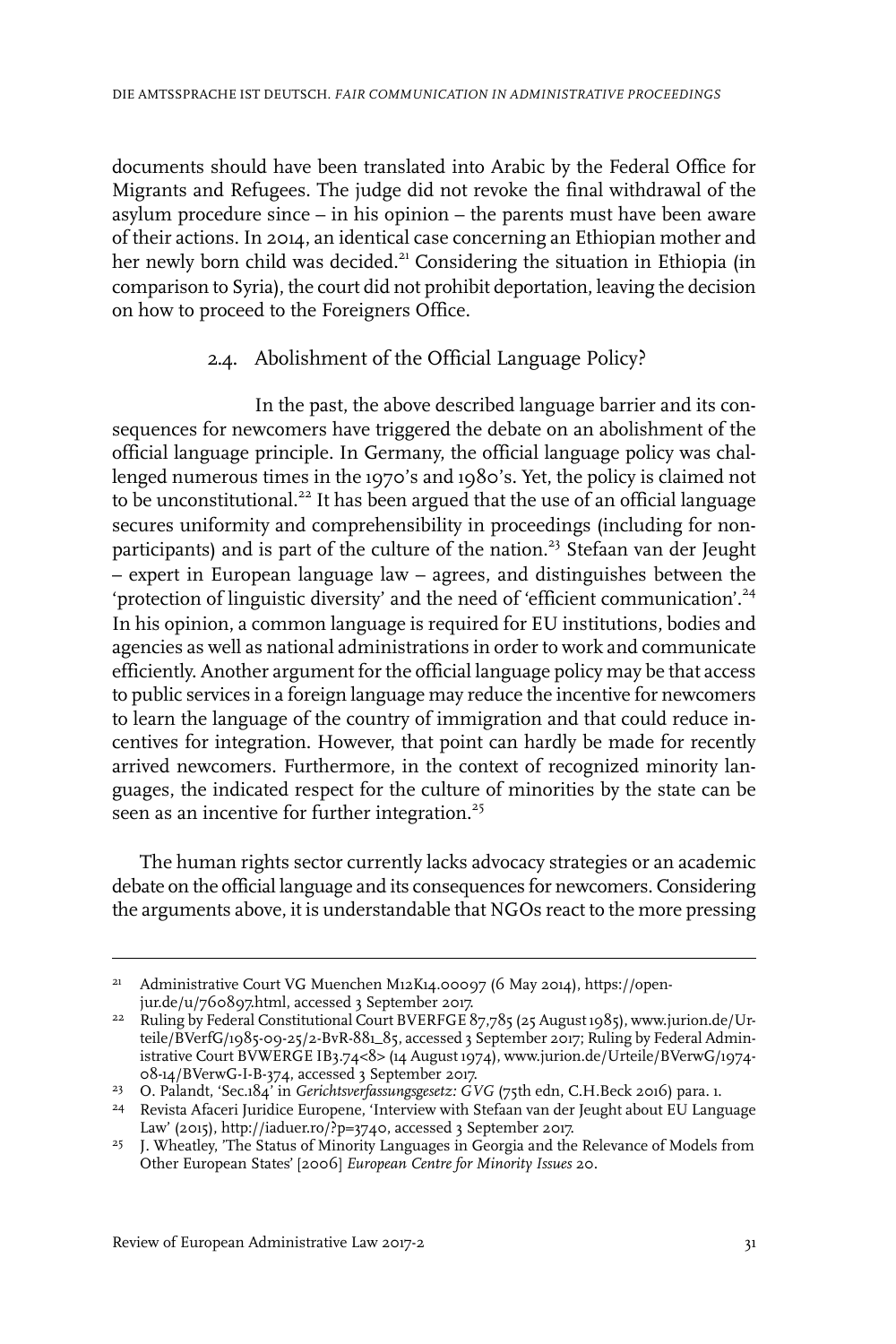documents should have been translated into Arabic by the Federal Office for Migrants and Refugees. The judge did not revoke the final withdrawal of the asylum procedure since – in his opinion – the parents must have been aware of their actions. In 2014, an identical case concerning an Ethiopian mother and her newly born child was decided.[21] Considering the situation in Ethiopia (in comparison to Syria), the court did not prohibit deportation, leaving the decision on how to proceed to the Foreigners Office.

### 2.4. Abolishment of the Official Language Policy?

In the past, the above described language barrier and its consequences for newcomers have triggered the debate on an abolishment of the official language principle. In Germany, the official language policy was challenged numerous times in the 1970's and 1980's. Yet, the policy is claimed not to be unconstitutional.[22] It has been argued that the use of an official language secures uniformity and comprehensibility in proceedings (including for non-participants) and is part of the culture of the nation.[23] Stefaan van der Jeught – expert in European language law – agrees, and distinguishes between the 'protection of linguistic diversity' and the need of 'efficient communication'.[24] In his opinion, a common language is required for EU institutions, bodies and agencies as well as national administrations in order to work and communicate efficiently. Another argument for the official language policy may be that access to public services in a foreign language may reduce the incentive for newcomers to learn the language of the country of immigration and that could reduce incentives for integration. However, that point can hardly be made for recently arrived newcomers. Furthermore, in the context of recognized minority languages, the indicated respect for the culture of minorities by the state can be seen as an incentive for further integration.[25]

The human rights sector currently lacks advocacy strategies or an academic debate on the official language and its consequences for newcomers. Considering the arguments above, it is understandable that NGOs react to the more pressing

---

[21] Administrative Court VG Muenchen M12K14.00097 (6 May 2014), https://openjur.de/u/760897.html, accessed 3 September 2017.

[22] Ruling by Federal Constitutional Court BVERFGE 87,785 (25 August 1985), www.jurion.de/Urteile/BVerfG/1985-09-25/2-BvR-881_85, accessed 3 September 2017; Ruling by Federal Administrative Court BVWERGE IB3.74<8> (14 August 1974), www.jurion.de/Urteile/BVerwG/1974-08-14/BVerwG-I-B-374, accessed 3 September 2017.

[23] O. Palandt, 'Sec.184' in *Gerichtsverfassungsgesetz: GVG* (75th edn, C.H.Beck 2016) para. 1.

[24] Revista Afaceri Juridice Europene, 'Interview with Stefaan van der Jeught about EU Language Law' (2015), http://iaduer.ro/?p=3740, accessed 3 September 2017.

[25] J. Wheatley, 'The Status of Minority Languages in Georgia and the Relevance of Models from Other European States' [2006] *European Centre for Minority Issues* 20.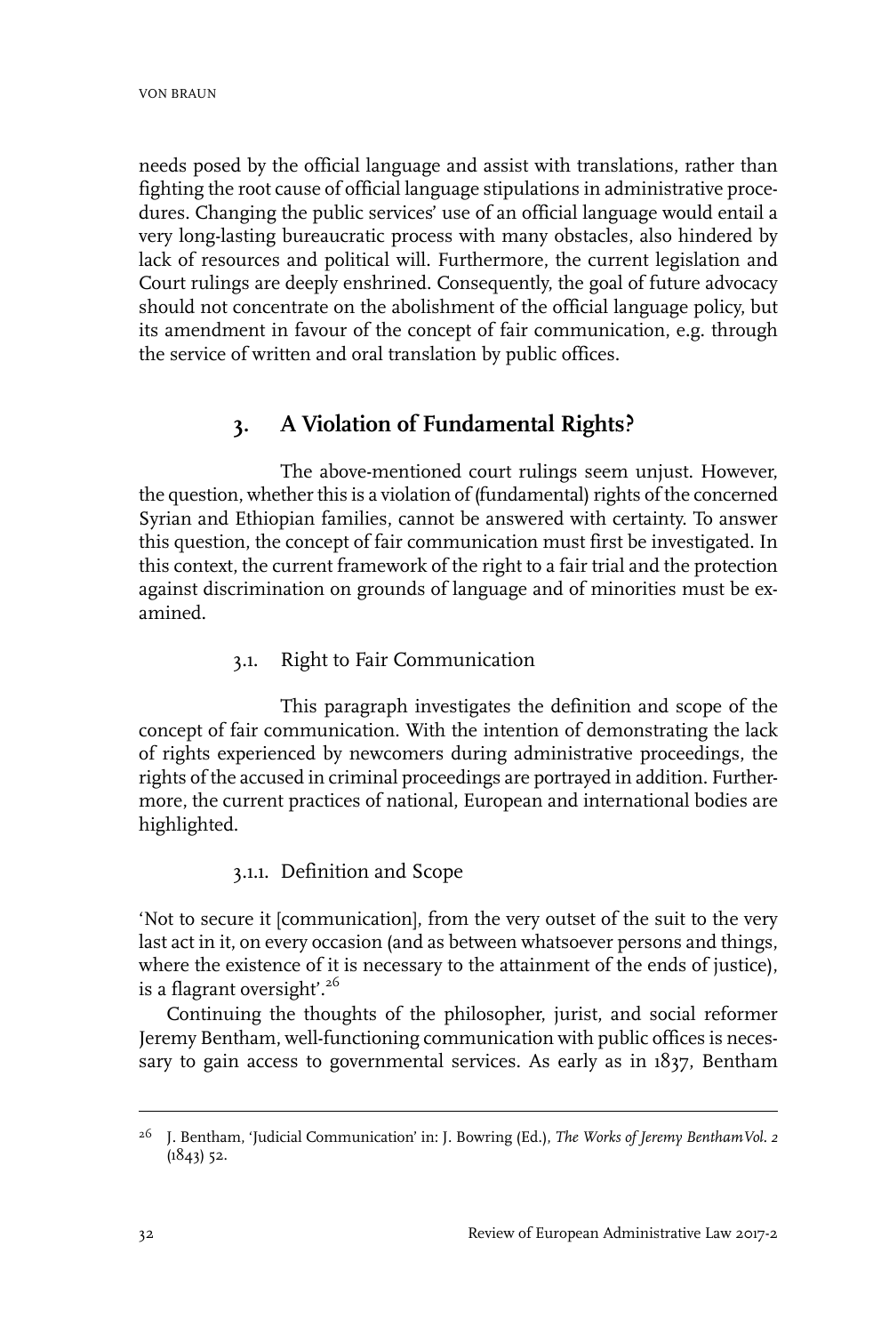needs posed by the official language and assist with translations, rather than fighting the root cause of official language stipulations in administrative procedures. Changing the public services' use of an official language would entail a very long-lasting bureaucratic process with many obstacles, also hindered by lack of resources and political will. Furthermore, the current legislation and Court rulings are deeply enshrined. Consequently, the goal of future advocacy should not concentrate on the abolishment of the official language policy, but its amendment in favour of the concept of fair communication, e.g. through the service of written and oral translation by public offices.

## 3. A Violation of Fundamental Rights?

The above-mentioned court rulings seem unjust. However, the question, whether this is a violation of (fundamental) rights of the concerned Syrian and Ethiopian families, cannot be answered with certainty. To answer this question, the concept of fair communication must first be investigated. In this context, the current framework of the right to a fair trial and the protection against discrimination on grounds of language and of minorities must be examined.

### 3.1. Right to Fair Communication

This paragraph investigates the definition and scope of the concept of fair communication. With the intention of demonstrating the lack of rights experienced by newcomers during administrative proceedings, the rights of the accused in criminal proceedings are portrayed in addition. Furthermore, the current practices of national, European and international bodies are highlighted.

#### 3.1.1. Definition and Scope

'Not to secure it [communication], from the very outset of the suit to the very last act in it, on every occasion (and as between whatsoever persons and things, where the existence of it is necessary to the attainment of the ends of justice), is a flagrant oversight'.[26]

Continuing the thoughts of the philosopher, jurist, and social reformer Jeremy Bentham, well-functioning communication with public offices is necessary to gain access to governmental services. As early as in 1837, Bentham

[26] J. Bentham, 'Judicial Communication' in: J. Bowring (Ed.), *The Works of Jeremy Bentham Vol. 2* (1843) 52.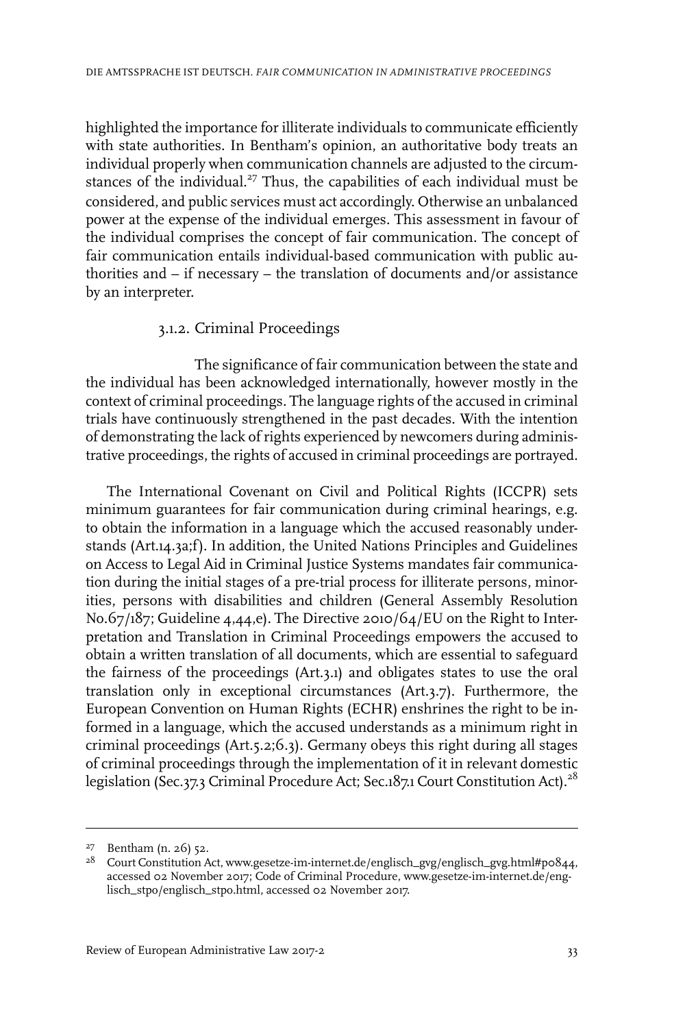highlighted the importance for illiterate individuals to communicate efficiently with state authorities. In Bentham's opinion, an authoritative body treats an individual properly when communication channels are adjusted to the circumstances of the individual.[27] Thus, the capabilities of each individual must be considered, and public services must act accordingly. Otherwise an unbalanced power at the expense of the individual emerges. This assessment in favour of the individual comprises the concept of fair communication. The concept of fair communication entails individual-based communication with public authorities and – if necessary – the translation of documents and/or assistance by an interpreter.

### 3.1.2. Criminal Proceedings

The significance of fair communication between the state and the individual has been acknowledged internationally, however mostly in the context of criminal proceedings. The language rights of the accused in criminal trials have continuously strengthened in the past decades. With the intention of demonstrating the lack of rights experienced by newcomers during administrative proceedings, the rights of accused in criminal proceedings are portrayed.

The International Covenant on Civil and Political Rights (ICCPR) sets minimum guarantees for fair communication during criminal hearings, e.g. to obtain the information in a language which the accused reasonably understands (Art.14.3a;f). In addition, the United Nations Principles and Guidelines on Access to Legal Aid in Criminal Justice Systems mandates fair communication during the initial stages of a pre-trial process for illiterate persons, minorities, persons with disabilities and children (General Assembly Resolution No.67/187; Guideline 4,44,e). The Directive 2010/64/EU on the Right to Interpretation and Translation in Criminal Proceedings empowers the accused to obtain a written translation of all documents, which are essential to safeguard the fairness of the proceedings (Art.3.1) and obligates states to use the oral translation only in exceptional circumstances (Art.3.7). Furthermore, the European Convention on Human Rights (ECHR) enshrines the right to be informed in a language, which the accused understands as a minimum right in criminal proceedings (Art.5.2;6.3). Germany obeys this right during all stages of criminal proceedings through the implementation of it in relevant domestic legislation (Sec.37.3 Criminal Procedure Act; Sec.187.1 Court Constitution Act).[28]

---

[27] Bentham (n. 26) 52.

[28] Court Constitution Act, www.gesetze-im-internet.de/englisch_gvg/englisch_gvg.html#p0844, accessed 02 November 2017; Code of Criminal Procedure, www.gesetze-im-internet.de/englisch_stpo/englisch_stpo.html, accessed 02 November 2017.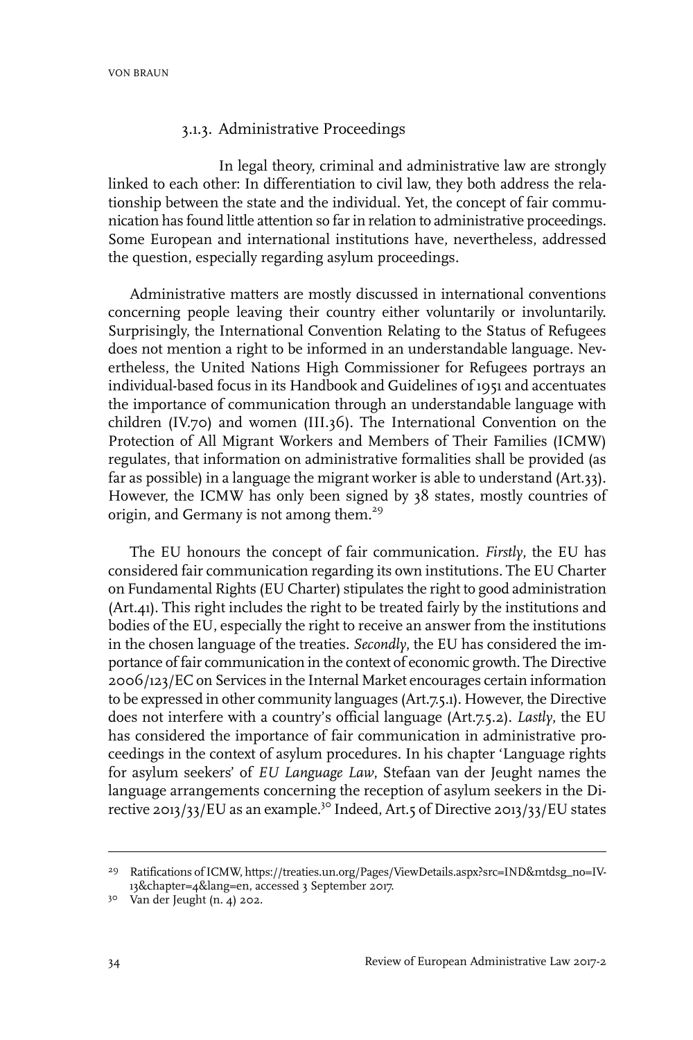### 3.1.3. Administrative Proceedings

In legal theory, criminal and administrative law are strongly linked to each other: In differentiation to civil law, they both address the relationship between the state and the individual. Yet, the concept of fair communication has found little attention so far in relation to administrative proceedings. Some European and international institutions have, nevertheless, addressed the question, especially regarding asylum proceedings.

Administrative matters are mostly discussed in international conventions concerning people leaving their country either voluntarily or involuntarily. Surprisingly, the International Convention Relating to the Status of Refugees does not mention a right to be informed in an understandable language. Nevertheless, the United Nations High Commissioner for Refugees portrays an individual-based focus in its Handbook and Guidelines of 1951 and accentuates the importance of communication through an understandable language with children (IV.70) and women (III.36). The International Convention on the Protection of All Migrant Workers and Members of Their Families (ICMW) regulates, that information on administrative formalities shall be provided (as far as possible) in a language the migrant worker is able to understand (Art.33). However, the ICMW has only been signed by 38 states, mostly countries of origin, and Germany is not among them.[29]

The EU honours the concept of fair communication. *Firstly*, the EU has considered fair communication regarding its own institutions. The EU Charter on Fundamental Rights (EU Charter) stipulates the right to good administration (Art.41). This right includes the right to be treated fairly by the institutions and bodies of the EU, especially the right to receive an answer from the institutions in the chosen language of the treaties. *Secondly*, the EU has considered the importance of fair communication in the context of economic growth. The Directive 2006/123/EC on Services in the Internal Market encourages certain information to be expressed in other community languages (Art.7.5.1). However, the Directive does not interfere with a country's official language (Art.7.5.2). *Lastly*, the EU has considered the importance of fair communication in administrative proceedings in the context of asylum procedures. In his chapter 'Language rights for asylum seekers' of *EU Language Law*, Stefaan van der Jeught names the language arrangements concerning the reception of asylum seekers in the Directive 2013/33/EU as an example.[30] Indeed, Art.5 of Directive 2013/33/EU states

---

[29] Ratifications of ICMW, https://treaties.un.org/Pages/ViewDetails.aspx?src=IND&mtdsg_no=IV-13&chapter=4&lang=en, accessed 3 September 2017.

[30] Van der Jeught (n. 4) 202.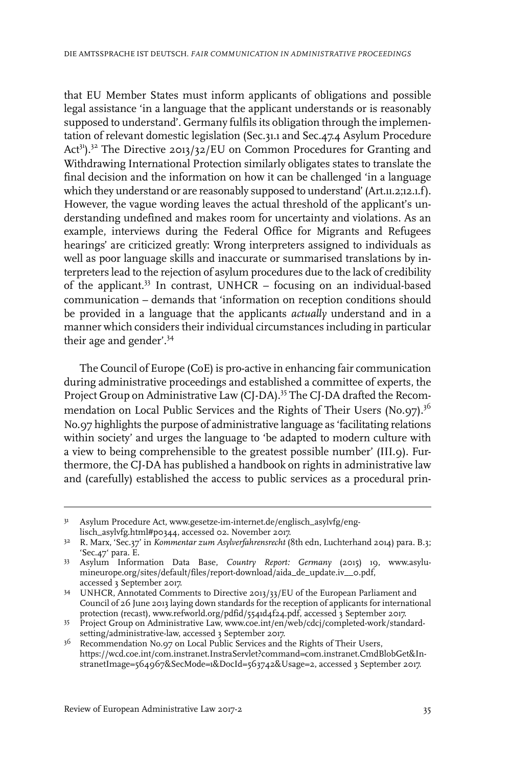that EU Member States must inform applicants of obligations and possible legal assistance 'in a language that the applicant understands or is reasonably supposed to understand'. Germany fulfils its obligation through the implementation of relevant domestic legislation (Sec.31.1 and Sec.47.4 Asylum Procedure Act[31]).[32] The Directive 2013/32/EU on Common Procedures for Granting and Withdrawing International Protection similarly obligates states to translate the final decision and the information on how it can be challenged 'in a language which they understand or are reasonably supposed to understand' (Art.11.2;12.1.f). However, the vague wording leaves the actual threshold of the applicant's understanding undefined and makes room for uncertainty and violations. As an example, interviews during the Federal Office for Migrants and Refugees hearings' are criticized greatly: Wrong interpreters assigned to individuals as well as poor language skills and inaccurate or summarised translations by interpreters lead to the rejection of asylum procedures due to the lack of credibility of the applicant.[33] In contrast, UNHCR – focusing on an individual-based communication – demands that 'information on reception conditions should be provided in a language that the applicants *actually* understand and in a manner which considers their individual circumstances including in particular their age and gender'.[34]

The Council of Europe (CoE) is pro-active in enhancing fair communication during administrative proceedings and established a committee of experts, the Project Group on Administrative Law (CJ-DA).[35] The CJ-DA drafted the Recommendation on Local Public Services and the Rights of Their Users (No.97).[36] No.97 highlights the purpose of administrative language as 'facilitating relations within society' and urges the language to 'be adapted to modern culture with a view to being comprehensible to the greatest possible number' (III.9). Furthermore, the CJ-DA has published a handbook on rights in administrative law and (carefully) established the access to public services as a procedural prin-

---

31 Asylum Procedure Act, www.gesetze-im-internet.de/englisch_asylvfg/englisch_asylvfg.html#p0344, accessed 02. November 2017.

32 R. Marx, 'Sec.37' in *Kommentar zum Asylverfahrensrecht* (8th edn, Luchterhand 2014) para. B.3; 'Sec.47' para. E.

33 Asylum Information Data Base, *Country Report: Germany* (2015) 19, www.asylumineurope.org/sites/default/files/report-download/aida_de_update.iv__0.pdf, accessed 3 September 2017.

34 UNHCR, Annotated Comments to Directive 2013/33/EU of the European Parliament and Council of 26 June 2013 laying down standards for the reception of applicants for international protection (recast), www.refworld.org/pdfid/5541d4f24.pdf, accessed 3 September 2017.

35 Project Group on Administrative Law, www.coe.int/en/web/cdcj/completed-work/standard-setting/administrative-law, accessed 3 September 2017.

36 Recommendation No.97 on Local Public Services and the Rights of Their Users, https://wcd.coe.int/com.instranet.InstraServlet?command=com.instranet.CmdBlobGet&InstranetImage=564967&SecMode=1&DocId=563742&Usage=2, accessed 3 September 2017.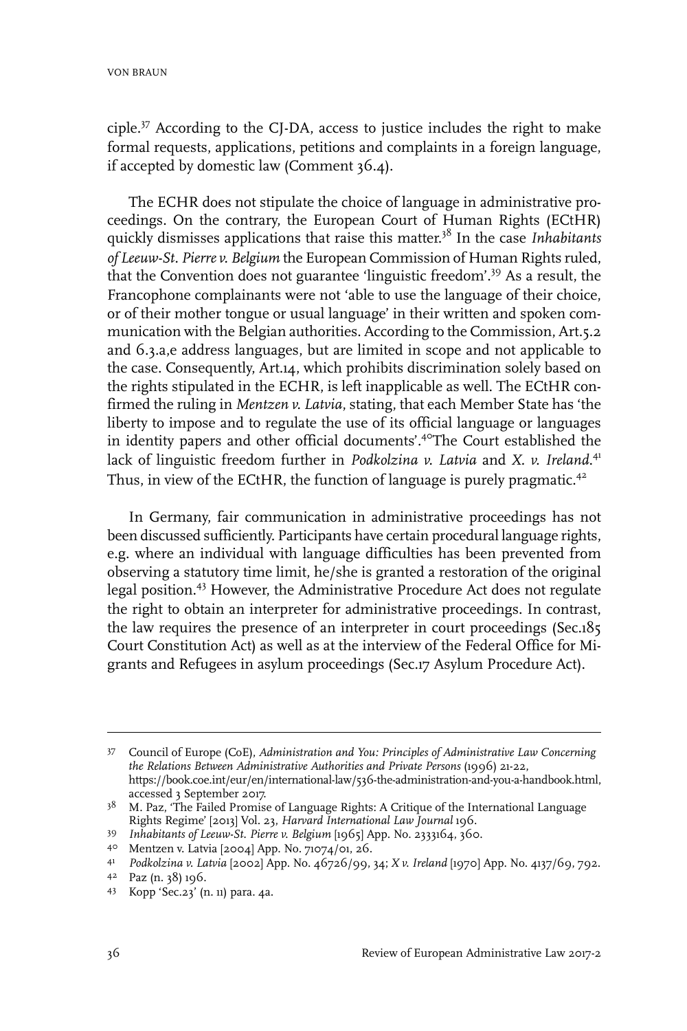ciple.[37] According to the CJ-DA, access to justice includes the right to make formal requests, applications, petitions and complaints in a foreign language, if accepted by domestic law (Comment 36.4).

The ECHR does not stipulate the choice of language in administrative proceedings. On the contrary, the European Court of Human Rights (ECtHR) quickly dismisses applications that raise this matter.[38] In the case *Inhabitants of Leeuw-St. Pierre v. Belgium* the European Commission of Human Rights ruled, that the Convention does not guarantee 'linguistic freedom'.[39] As a result, the Francophone complainants were not 'able to use the language of their choice, or of their mother tongue or usual language' in their written and spoken communication with the Belgian authorities. According to the Commission, Art.5.2 and 6.3.a,e address languages, but are limited in scope and not applicable to the case. Consequently, Art.14, which prohibits discrimination solely based on the rights stipulated in the ECHR, is left inapplicable as well. The ECtHR confirmed the ruling in *Mentzen v. Latvia*, stating, that each Member State has 'the liberty to impose and to regulate the use of its official language or languages in identity papers and other official documents'.[40]The Court established the lack of linguistic freedom further in *Podkolzina v. Latvia* and *X. v. Ireland*.[41] Thus, in view of the ECtHR, the function of language is purely pragmatic.[42]

In Germany, fair communication in administrative proceedings has not been discussed sufficiently. Participants have certain procedural language rights, e.g. where an individual with language difficulties has been prevented from observing a statutory time limit, he/she is granted a restoration of the original legal position.[43] However, the Administrative Procedure Act does not regulate the right to obtain an interpreter for administrative proceedings. In contrast, the law requires the presence of an interpreter in court proceedings (Sec.185 Court Constitution Act) as well as at the interview of the Federal Office for Migrants and Refugees in asylum proceedings (Sec.17 Asylum Procedure Act).

---

37 Council of Europe (CoE), *Administration and You: Principles of Administrative Law Concerning the Relations Between Administrative Authorities and Private Persons* (1996) 21-22, https://book.coe.int/eur/en/international-law/536-the-administration-and-you-a-handbook.html, accessed 3 September 2017.

38 M. Paz, 'The Failed Promise of Language Rights: A Critique of the International Language Rights Regime' [2013] Vol. 23, *Harvard International Law Journal* 196.

39 *Inhabitants of Leeuw-St. Pierre v. Belgium* [1965] App. No. 2333164, 360.

40 Mentzen v. Latvia [2004] App. No. 71074/01, 26.

41 *Podkolzina v. Latvia* [2002] App. No. 46726/99, 34; *X v. Ireland* [1970] App. No. 4137/69, 792.

42 Paz (n. 38) 196.

43 Kopp 'Sec.23' (n. 11) para. 4a.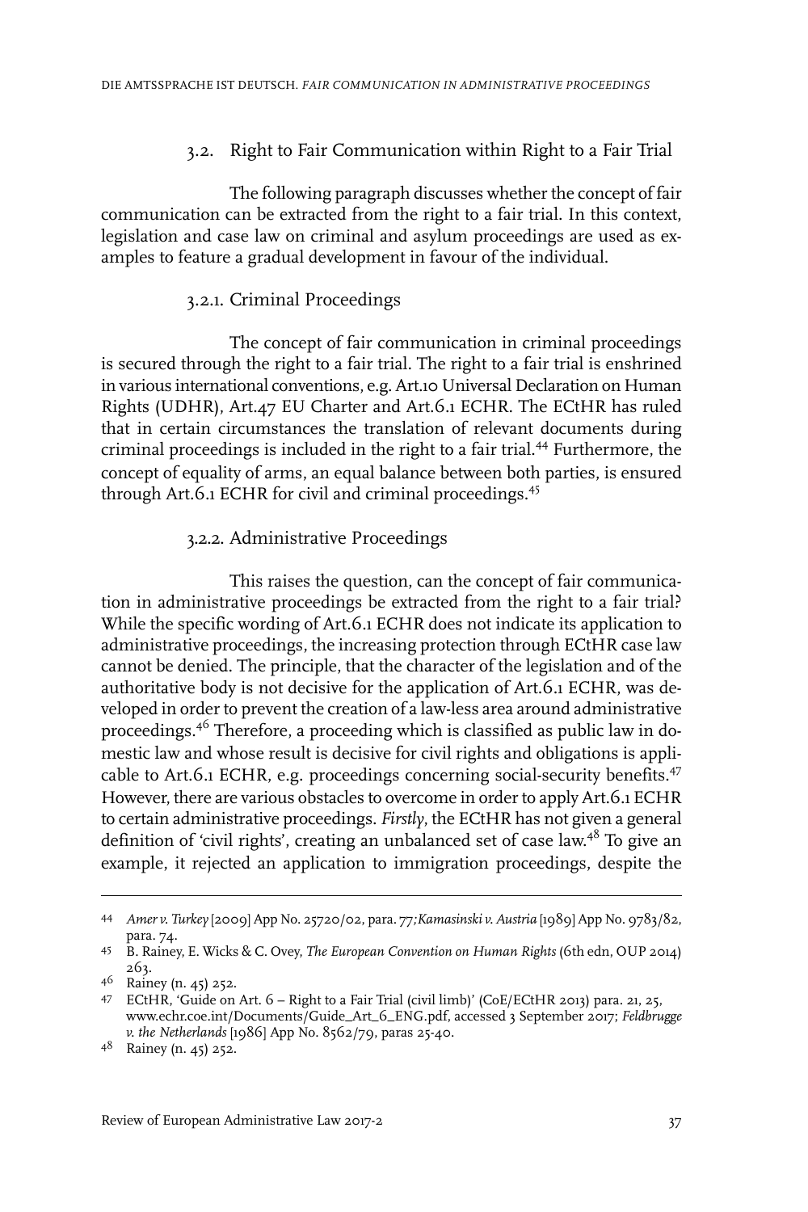### 3.2. Right to Fair Communication within Right to a Fair Trial

The following paragraph discusses whether the concept of fair communication can be extracted from the right to a fair trial. In this context, legislation and case law on criminal and asylum proceedings are used as examples to feature a gradual development in favour of the individual.

#### 3.2.1. Criminal Proceedings

The concept of fair communication in criminal proceedings is secured through the right to a fair trial. The right to a fair trial is enshrined in various international conventions, e.g. Art.10 Universal Declaration on Human Rights (UDHR), Art.47 EU Charter and Art.6.1 ECHR. The ECtHR has ruled that in certain circumstances the translation of relevant documents during criminal proceedings is included in the right to a fair trial.[44] Furthermore, the concept of equality of arms, an equal balance between both parties, is ensured through Art.6.1 ECHR for civil and criminal proceedings.[45]

#### 3.2.2. Administrative Proceedings

This raises the question, can the concept of fair communication in administrative proceedings be extracted from the right to a fair trial? While the specific wording of Art.6.1 ECHR does not indicate its application to administrative proceedings, the increasing protection through ECtHR case law cannot be denied. The principle, that the character of the legislation and of the authoritative body is not decisive for the application of Art.6.1 ECHR, was developed in order to prevent the creation of a law-less area around administrative proceedings.[46] Therefore, a proceeding which is classified as public law in domestic law and whose result is decisive for civil rights and obligations is applicable to Art.6.1 ECHR, e.g. proceedings concerning social-security benefits.[47] However, there are various obstacles to overcome in order to apply Art.6.1 ECHR to certain administrative proceedings. *Firstly*, the ECtHR has not given a general definition of 'civil rights', creating an unbalanced set of case law.[48] To give an example, it rejected an application to immigration proceedings, despite the

---

44 *Amer v. Turkey* [2009] App No. 25720/02, para. 77; *Kamasinski v. Austria* [1989] App No. 9783/82, para. 74.

45 B. Rainey, E. Wicks & C. Ovey, *The European Convention on Human Rights* (6th edn, OUP 2014) 263.

46 Rainey (n. 45) 252.

47 ECtHR, 'Guide on Art. 6 – Right to a Fair Trial (civil limb)' (CoE/ECtHR 2013) para. 21, 25, www.echr.coe.int/Documents/Guide_Art_6_ENG.pdf, accessed 3 September 2017; *Feldbrugge v. the Netherlands* [1986] App No. 8562/79, paras 25-40.

48 Rainey (n. 45) 252.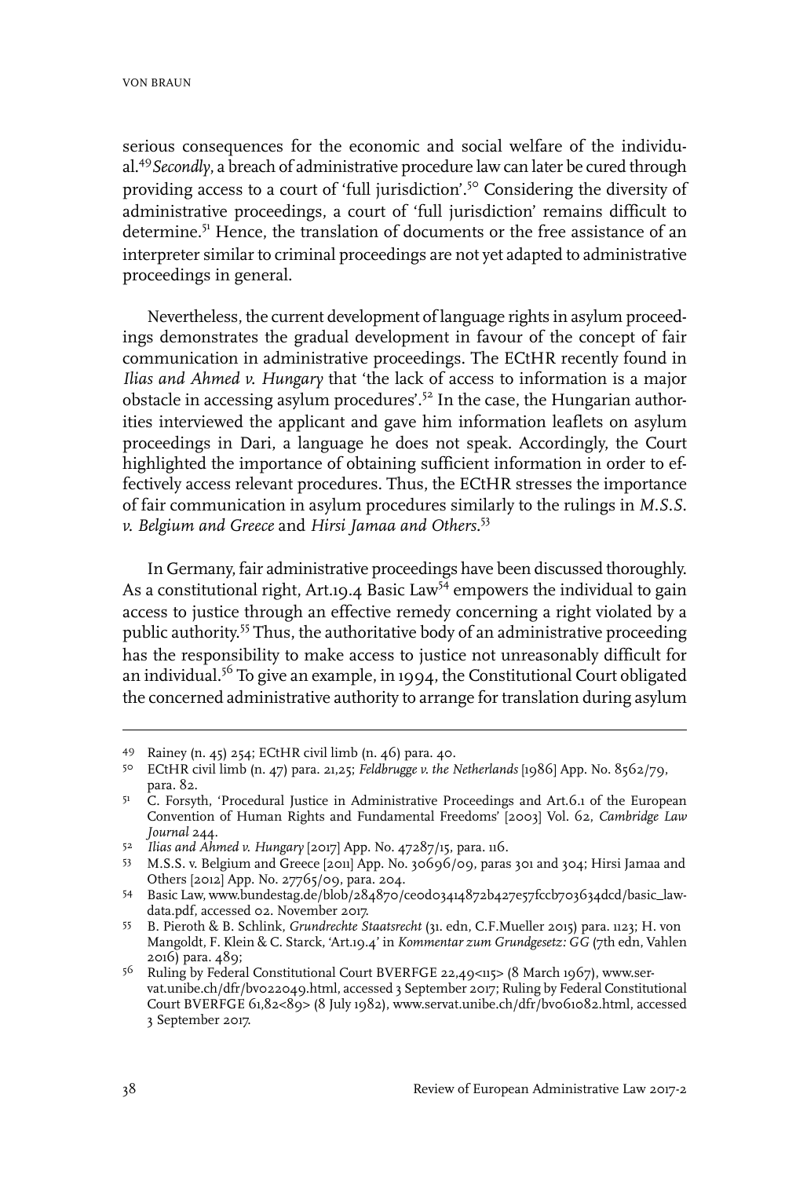serious consequences for the economic and social welfare of the individual.[49] *Secondly*, a breach of administrative procedure law can later be cured through providing access to a court of 'full jurisdiction'.[50] Considering the diversity of administrative proceedings, a court of 'full jurisdiction' remains difficult to determine.[51] Hence, the translation of documents or the free assistance of an interpreter similar to criminal proceedings are not yet adapted to administrative proceedings in general.

Nevertheless, the current development of language rights in asylum proceedings demonstrates the gradual development in favour of the concept of fair communication in administrative proceedings. The ECtHR recently found in *Ilias and Ahmed v. Hungary* that 'the lack of access to information is a major obstacle in accessing asylum procedures'.[52] In the case, the Hungarian authorities interviewed the applicant and gave him information leaflets on asylum proceedings in Dari, a language he does not speak. Accordingly, the Court highlighted the importance of obtaining sufficient information in order to effectively access relevant procedures. Thus, the ECtHR stresses the importance of fair communication in asylum procedures similarly to the rulings in *M.S.S. v. Belgium and Greece* and *Hirsi Jamaa and Others*.[53]

In Germany, fair administrative proceedings have been discussed thoroughly. As a constitutional right, Art.19.4 Basic Law[54] empowers the individual to gain access to justice through an effective remedy concerning a right violated by a public authority.[55] Thus, the authoritative body of an administrative proceeding has the responsibility to make access to justice not unreasonably difficult for an individual.[56] To give an example, in 1994, the Constitutional Court obligated the concerned administrative authority to arrange for translation during asylum

---

49 Rainey (n. 45) 254; ECtHR civil limb (n. 46) para. 40.

50 ECtHR civil limb (n. 47) para. 21,25; *Feldbrugge v. the Netherlands* [1986] App. No. 8562/79, para. 82.

51 C. Forsyth, 'Procedural Justice in Administrative Proceedings and Art.6.1 of the European Convention of Human Rights and Fundamental Freedoms' [2003] Vol. 62, *Cambridge Law Journal* 244.

52 *Ilias and Ahmed v. Hungary* [2017] App. No. 47287/15, para. 116.

53 M.S.S. v. Belgium and Greece [2011] App. No. 30696/09, paras 301 and 304; Hirsi Jamaa and Others [2012] App. No. 27765/09, para. 204.

54 Basic Law, www.bundestag.de/blob/284870/ce0d03414872b427e57fccb703634dcd/basic_law-data.pdf, accessed 02. November 2017.

55 B. Pieroth & B. Schlink, *Grundrechte Staatsrecht* (31. edn, C.F.Mueller 2015) para. 1123; H. von Mangoldt, F. Klein & C. Starck, 'Art.19.4' in *Kommentar zum Grundgesetz: GG* (7th edn, Vahlen 2016) para. 489;

56 Ruling by Federal Constitutional Court BVERFGE 22,49<115> (8 March 1967), www.servat.unibe.ch/dfr/bv022049.html, accessed 3 September 2017; Ruling by Federal Constitutional Court BVERFGE 61,82<89> (8 July 1982), www.servat.unibe.ch/dfr/bv061082.html, accessed 3 September 2017.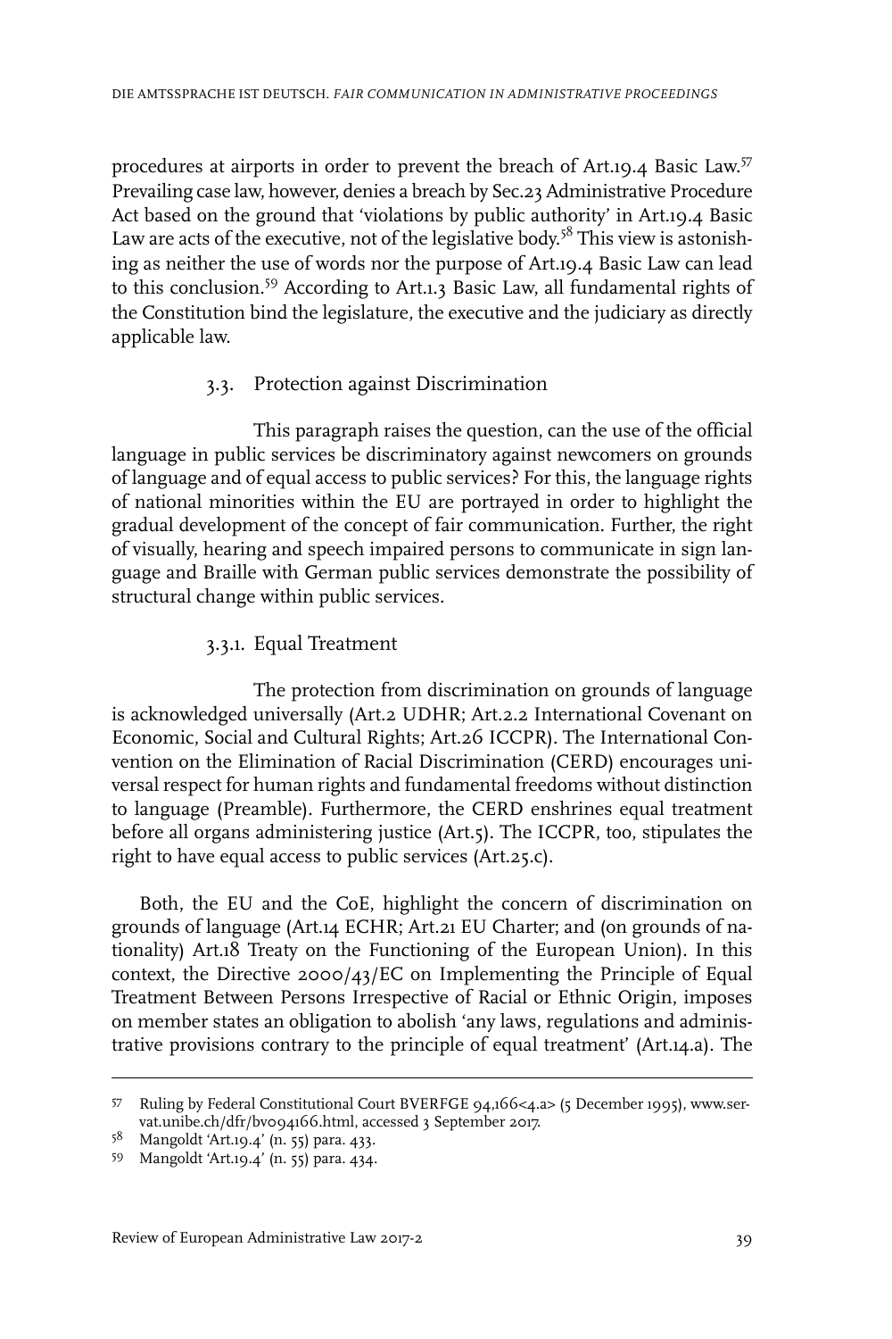procedures at airports in order to prevent the breach of Art.19.4 Basic Law.[57] Prevailing case law, however, denies a breach by Sec.23 Administrative Procedure Act based on the ground that 'violations by public authority' in Art.19.4 Basic Law are acts of the executive, not of the legislative body.[58] This view is astonishing as neither the use of words nor the purpose of Art.19.4 Basic Law can lead to this conclusion.[59] According to Art.1.3 Basic Law, all fundamental rights of the Constitution bind the legislature, the executive and the judiciary as directly applicable law.

### 3.3. Protection against Discrimination

This paragraph raises the question, can the use of the official language in public services be discriminatory against newcomers on grounds of language and of equal access to public services? For this, the language rights of national minorities within the EU are portrayed in order to highlight the gradual development of the concept of fair communication. Further, the right of visually, hearing and speech impaired persons to communicate in sign language and Braille with German public services demonstrate the possibility of structural change within public services.

#### 3.3.1. Equal Treatment

The protection from discrimination on grounds of language is acknowledged universally (Art.2 UDHR; Art.2.2 International Covenant on Economic, Social and Cultural Rights; Art.26 ICCPR). The International Convention on the Elimination of Racial Discrimination (CERD) encourages universal respect for human rights and fundamental freedoms without distinction to language (Preamble). Furthermore, the CERD enshrines equal treatment before all organs administering justice (Art.5). The ICCPR, too, stipulates the right to have equal access to public services (Art.25.c).

Both, the EU and the CoE, highlight the concern of discrimination on grounds of language (Art.14 ECHR; Art.21 EU Charter; and (on grounds of nationality) Art.18 Treaty on the Functioning of the European Union). In this context, the Directive 2000/43/EC on Implementing the Principle of Equal Treatment Between Persons Irrespective of Racial or Ethnic Origin, imposes on member states an obligation to abolish 'any laws, regulations and administrative provisions contrary to the principle of equal treatment' (Art.14.a). The

57 Ruling by Federal Constitutional Court BVERFGE 94,166<4.a> (5 December 1995), www.servat.unibe.ch/dfr/bv094166.html, accessed 3 September 2017.

58 Mangoldt 'Art.19.4' (n. 55) para. 433.

59 Mangoldt 'Art.19.4' (n. 55) para. 434.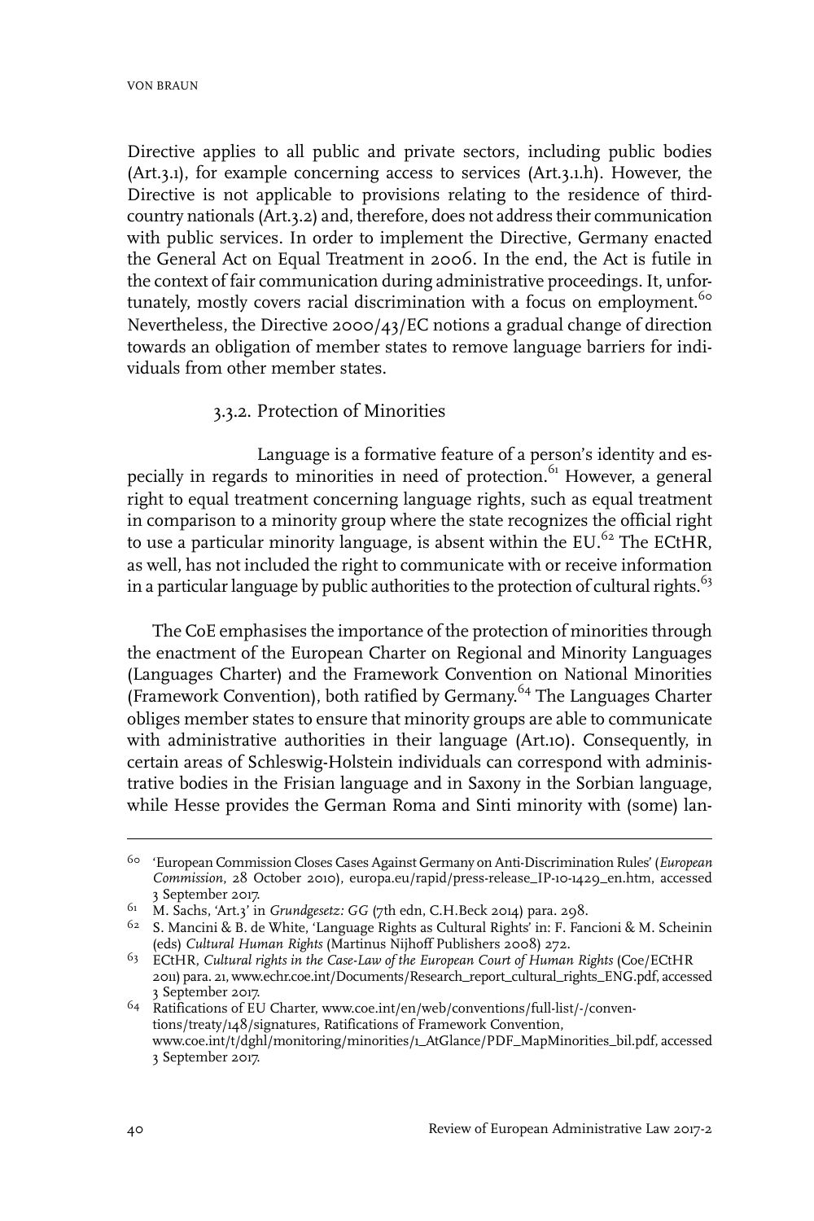Directive applies to all public and private sectors, including public bodies (Art.3.1), for example concerning access to services (Art.3.1.h). However, the Directive is not applicable to provisions relating to the residence of third-country nationals (Art.3.2) and, therefore, does not address their communication with public services. In order to implement the Directive, Germany enacted the General Act on Equal Treatment in 2006. In the end, the Act is futile in the context of fair communication during administrative proceedings. It, unfortunately, mostly covers racial discrimination with a focus on employment.[60] Nevertheless, the Directive 2000/43/EC notions a gradual change of direction towards an obligation of member states to remove language barriers for individuals from other member states.

### 3.3.2. Protection of Minorities

Language is a formative feature of a person's identity and especially in regards to minorities in need of protection.[61] However, a general right to equal treatment concerning language rights, such as equal treatment in comparison to a minority group where the state recognizes the official right to use a particular minority language, is absent within the EU.[62] The ECtHR, as well, has not included the right to communicate with or receive information in a particular language by public authorities to the protection of cultural rights.[63]

The CoE emphasises the importance of the protection of minorities through the enactment of the European Charter on Regional and Minority Languages (Languages Charter) and the Framework Convention on National Minorities (Framework Convention), both ratified by Germany.[64] The Languages Charter obliges member states to ensure that minority groups are able to communicate with administrative authorities in their language (Art.10). Consequently, in certain areas of Schleswig-Holstein individuals can correspond with administrative bodies in the Frisian language and in Saxony in the Sorbian language, while Hesse provides the German Roma and Sinti minority with (some) lan-

---

[60] 'European Commission Closes Cases Against Germany on Anti-Discrimination Rules' (*European Commission*, 28 October 2010), europa.eu/rapid/press-release_IP-10-1429_en.htm, accessed 3 September 2017.

[61] M. Sachs, 'Art.3' in *Grundgesetz: GG* (7th edn, C.H.Beck 2014) para. 298.

[62] S. Mancini & B. de White, 'Language Rights as Cultural Rights' in: F. Fancioni & M. Scheinin (eds) *Cultural Human Rights* (Martinus Nijhoff Publishers 2008) 272.

[63] ECtHR, *Cultural rights in the Case-Law of the European Court of Human Rights* (Coe/ECtHR 2011) para. 21, www.echr.coe.int/Documents/Research_report_cultural_rights_ENG.pdf, accessed 3 September 2017.

[64] Ratifications of EU Charter, www.coe.int/en/web/conventions/full-list/-/conventions/treaty/148/signatures, Ratifications of Framework Convention, www.coe.int/t/dghl/monitoring/minorities/1_AtGlance/PDF_MapMinorities_bil.pdf, accessed 3 September 2017.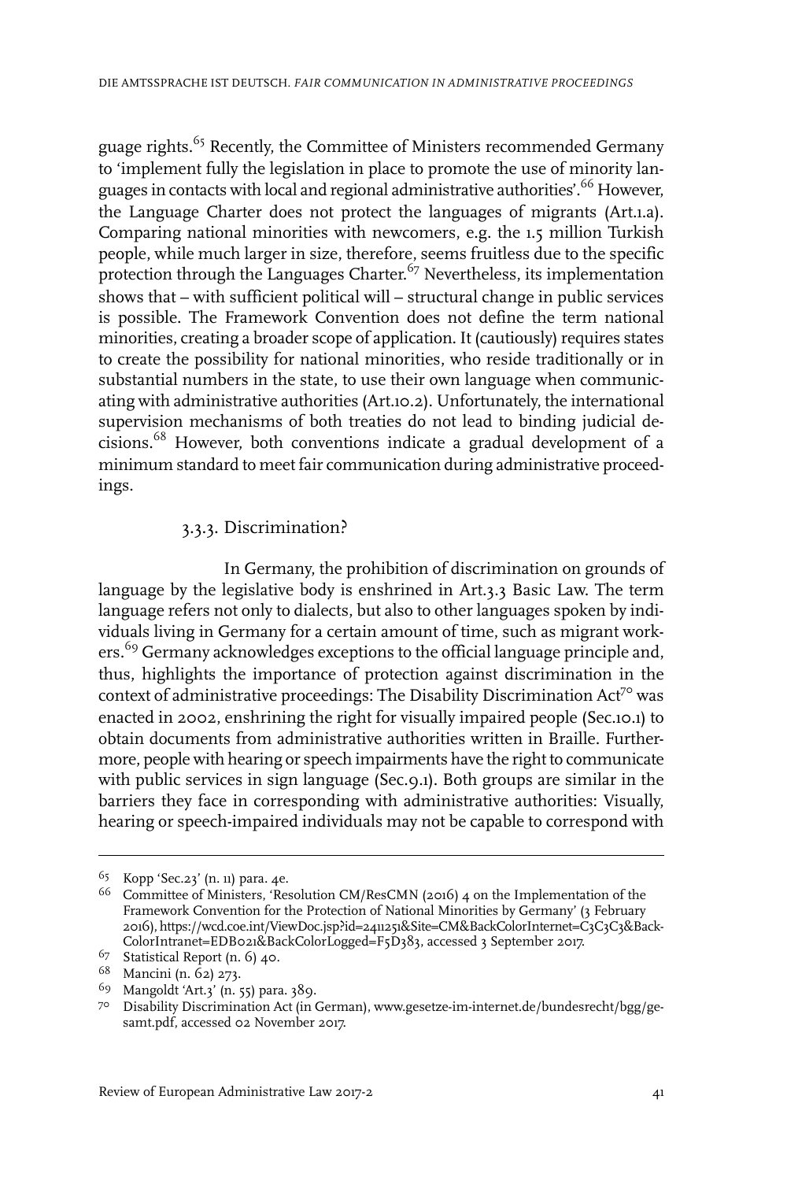guage rights.[65] Recently, the Committee of Ministers recommended Germany to 'implement fully the legislation in place to promote the use of minority languages in contacts with local and regional administrative authorities'.[66] However, the Language Charter does not protect the languages of migrants (Art.1.a). Comparing national minorities with newcomers, e.g. the 1.5 million Turkish people, while much larger in size, therefore, seems fruitless due to the specific protection through the Languages Charter.[67] Nevertheless, its implementation shows that – with sufficient political will – structural change in public services is possible. The Framework Convention does not define the term national minorities, creating a broader scope of application. It (cautiously) requires states to create the possibility for national minorities, who reside traditionally or in substantial numbers in the state, to use their own language when communicating with administrative authorities (Art.10.2). Unfortunately, the international supervision mechanisms of both treaties do not lead to binding judicial decisions.[68] However, both conventions indicate a gradual development of a minimum standard to meet fair communication during administrative proceedings.

### 3.3.3. Discrimination?

In Germany, the prohibition of discrimination on grounds of language by the legislative body is enshrined in Art.3.3 Basic Law. The term language refers not only to dialects, but also to other languages spoken by individuals living in Germany for a certain amount of time, such as migrant workers.[69] Germany acknowledges exceptions to the official language principle and, thus, highlights the importance of protection against discrimination in the context of administrative proceedings: The Disability Discrimination Act[70] was enacted in 2002, enshrining the right for visually impaired people (Sec.10.1) to obtain documents from administrative authorities written in Braille. Furthermore, people with hearing or speech impairments have the right to communicate with public services in sign language (Sec.9.1). Both groups are similar in the barriers they face in corresponding with administrative authorities: Visually, hearing or speech-impaired individuals may not be capable to correspond with

---

65 Kopp 'Sec.23' (n. 11) para. 4e.

66 Committee of Ministers, 'Resolution CM/ResCMN (2016) 4 on the Implementation of the Framework Convention for the Protection of National Minorities by Germany' (3 February 2016), https://wcd.coe.int/ViewDoc.jsp?id=2411251&Site=CM&BackColorInternet=C3C3C3&BackColorIntranet=EDB021&BackColorLogged=F5D383, accessed 3 September 2017.

67 Statistical Report (n. 6) 40.

68 Mancini (n. 62) 273.

69 Mangoldt 'Art.3' (n. 55) para. 389.

70 Disability Discrimination Act (in German), www.gesetze-im-internet.de/bundesrecht/bgg/gesamt.pdf, accessed 02 November 2017.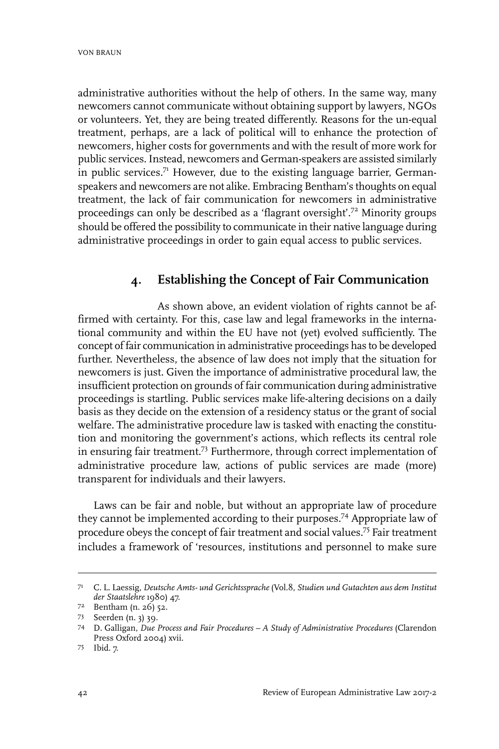administrative authorities without the help of others. In the same way, many newcomers cannot communicate without obtaining support by lawyers, NGOs or volunteers. Yet, they are being treated differently. Reasons for the un-equal treatment, perhaps, are a lack of political will to enhance the protection of newcomers, higher costs for governments and with the result of more work for public services. Instead, newcomers and German-speakers are assisted similarly in public services.[71] However, due to the existing language barrier, German-speakers and newcomers are not alike. Embracing Bentham's thoughts on equal treatment, the lack of fair communication for newcomers in administrative proceedings can only be described as a 'flagrant oversight'.[72] Minority groups should be offered the possibility to communicate in their native language during administrative proceedings in order to gain equal access to public services.

## 4. Establishing the Concept of Fair Communication

As shown above, an evident violation of rights cannot be affirmed with certainty. For this, case law and legal frameworks in the international community and within the EU have not (yet) evolved sufficiently. The concept of fair communication in administrative proceedings has to be developed further. Nevertheless, the absence of law does not imply that the situation for newcomers is just. Given the importance of administrative procedural law, the insufficient protection on grounds of fair communication during administrative proceedings is startling. Public services make life-altering decisions on a daily basis as they decide on the extension of a residency status or the grant of social welfare. The administrative procedure law is tasked with enacting the constitution and monitoring the government's actions, which reflects its central role in ensuring fair treatment.[73] Furthermore, through correct implementation of administrative procedure law, actions of public services are made (more) transparent for individuals and their lawyers.

Laws can be fair and noble, but without an appropriate law of procedure they cannot be implemented according to their purposes.[74] Appropriate law of procedure obeys the concept of fair treatment and social values.[75] Fair treatment includes a framework of 'resources, institutions and personnel to make sure

---

71 C. L. Laessig, *Deutsche Amts- und Gerichtssprache* (Vol.8, *Studien und Gutachten aus dem Institut der Staatslehre* 1980) 47.

72 Bentham (n. 26) 52.

73 Seerden (n. 3) 39.

74 D. Galligan, *Due Process and Fair Procedures – A Study of Administrative Procedures* (Clarendon Press Oxford 2004) xvii.

75 Ibid. 7.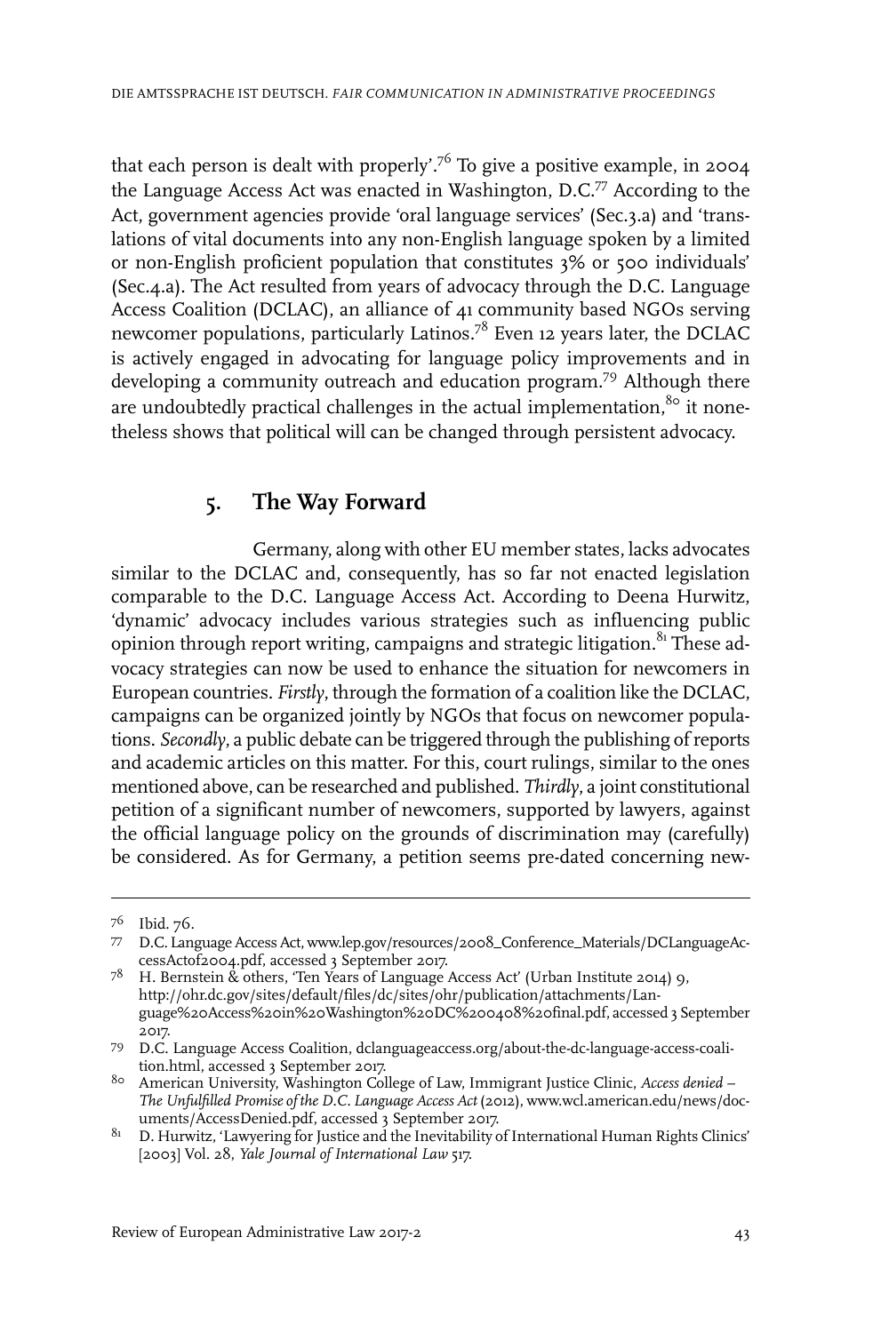that each person is dealt with properly'.[76] To give a positive example, in 2004 the Language Access Act was enacted in Washington, D.C.[77] According to the Act, government agencies provide 'oral language services' (Sec.3.a) and 'translations of vital documents into any non-English language spoken by a limited or non-English proficient population that constitutes 3% or 500 individuals' (Sec.4.a). The Act resulted from years of advocacy through the D.C. Language Access Coalition (DCLAC), an alliance of 41 community based NGOs serving newcomer populations, particularly Latinos.[78] Even 12 years later, the DCLAC is actively engaged in advocating for language policy improvements and in developing a community outreach and education program.[79] Although there are undoubtedly practical challenges in the actual implementation,[80] it nonetheless shows that political will can be changed through persistent advocacy.

## 5. The Way Forward

Germany, along with other EU member states, lacks advocates similar to the DCLAC and, consequently, has so far not enacted legislation comparable to the D.C. Language Access Act. According to Deena Hurwitz, 'dynamic' advocacy includes various strategies such as influencing public opinion through report writing, campaigns and strategic litigation.[81] These advocacy strategies can now be used to enhance the situation for newcomers in European countries. *Firstly*, through the formation of a coalition like the DCLAC, campaigns can be organized jointly by NGOs that focus on newcomer populations. *Secondly*, a public debate can be triggered through the publishing of reports and academic articles on this matter. For this, court rulings, similar to the ones mentioned above, can be researched and published. *Thirdly*, a joint constitutional petition of a significant number of newcomers, supported by lawyers, against the official language policy on the grounds of discrimination may (carefully) be considered. As for Germany, a petition seems pre-dated concerning new-

---

76 Ibid. 76.

77 D.C. Language Access Act, www.lep.gov/resources/2008_Conference_Materials/DCLanguageAccessActof2004.pdf, accessed 3 September 2017.

78 H. Bernstein & others, 'Ten Years of Language Access Act' (Urban Institute 2014) 9, http://ohr.dc.gov/sites/default/files/dc/sites/ohr/publication/attachments/Language%20Access%20in%20Washington%20DC%200408%20final.pdf, accessed 3 September 2017.

79 D.C. Language Access Coalition, dclanguageaccess.org/about-the-dc-language-access-coalition.html, accessed 3 September 2017.

80 American University, Washington College of Law, Immigrant Justice Clinic, *Access denied – The Unfulfilled Promise of the D.C. Language Access Act* (2012), www.wcl.american.edu/news/documents/AccessDenied.pdf, accessed 3 September 2017.

81 D. Hurwitz, 'Lawyering for Justice and the Inevitability of International Human Rights Clinics' [2003] Vol. 28, *Yale Journal of International Law* 517.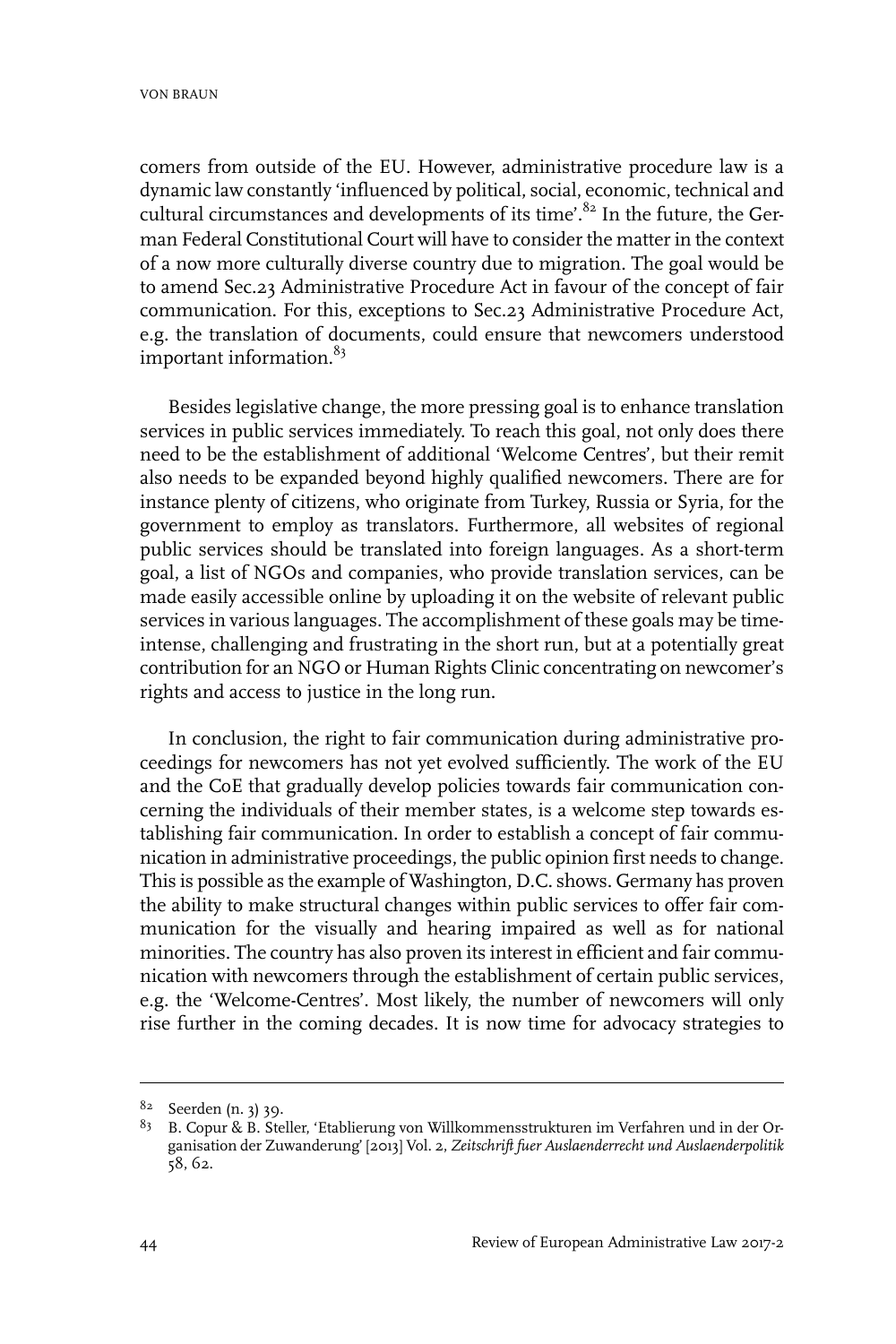comers from outside of the EU. However, administrative procedure law is a dynamic law constantly 'influenced by political, social, economic, technical and cultural circumstances and developments of its time'.[82] In the future, the German Federal Constitutional Court will have to consider the matter in the context of a now more culturally diverse country due to migration. The goal would be to amend Sec.23 Administrative Procedure Act in favour of the concept of fair communication. For this, exceptions to Sec.23 Administrative Procedure Act, e.g. the translation of documents, could ensure that newcomers understood important information.[83]

Besides legislative change, the more pressing goal is to enhance translation services in public services immediately. To reach this goal, not only does there need to be the establishment of additional 'Welcome Centres', but their remit also needs to be expanded beyond highly qualified newcomers. There are for instance plenty of citizens, who originate from Turkey, Russia or Syria, for the government to employ as translators. Furthermore, all websites of regional public services should be translated into foreign languages. As a short-term goal, a list of NGOs and companies, who provide translation services, can be made easily accessible online by uploading it on the website of relevant public services in various languages. The accomplishment of these goals may be time-intense, challenging and frustrating in the short run, but at a potentially great contribution for an NGO or Human Rights Clinic concentrating on newcomer's rights and access to justice in the long run.

In conclusion, the right to fair communication during administrative proceedings for newcomers has not yet evolved sufficiently. The work of the EU and the CoE that gradually develop policies towards fair communication concerning the individuals of their member states, is a welcome step towards establishing fair communication. In order to establish a concept of fair communication in administrative proceedings, the public opinion first needs to change. This is possible as the example of Washington, D.C. shows. Germany has proven the ability to make structural changes within public services to offer fair communication for the visually and hearing impaired as well as for national minorities. The country has also proven its interest in efficient and fair communication with newcomers through the establishment of certain public services, e.g. the 'Welcome-Centres'. Most likely, the number of newcomers will only rise further in the coming decades. It is now time for advocacy strategies to

---

[82] Seerden (n. 3) 39.

[83] B. Copur & B. Steller, 'Etablierung von Willkommensstrukturen im Verfahren und in der Organisation der Zuwanderung' [2013] Vol. 2, *Zeitschrift fuer Auslaenderrecht und Auslaenderpolitik* 58, 62.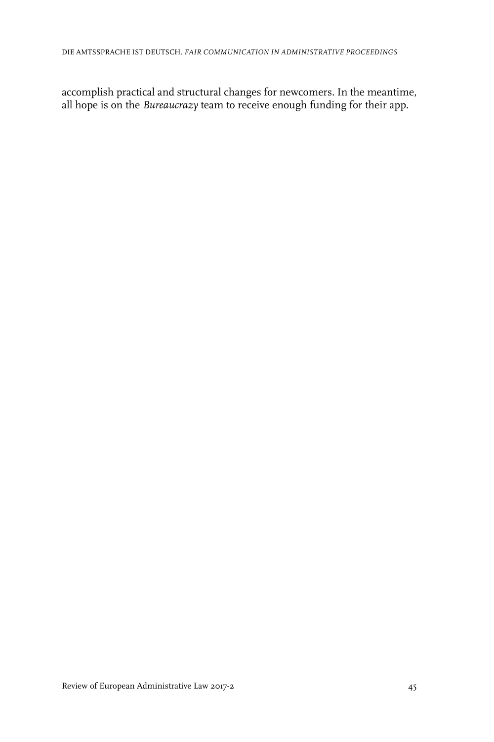accomplish practical and structural changes for newcomers. In the meantime, all hope is on the *Bureaucrazy* team to receive enough funding for their app.